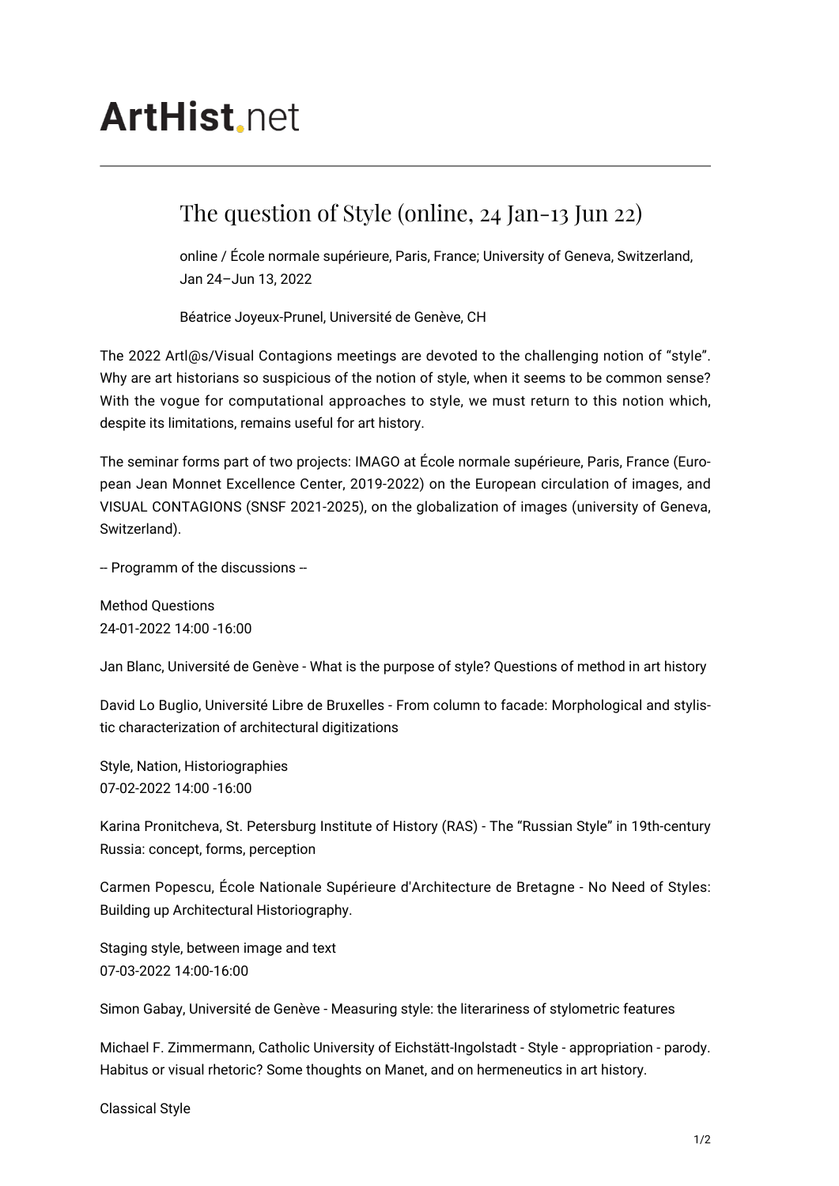# ArtHist.net

## The question of Style (online, 24 Jan-13 Jun 22)

online / École normale supérieure, Paris, France; University of Geneva, Switzerland, Jan 24–Jun 13, 2022

Béatrice Joyeux-Prunel, Université de Genève, CH

The 2022 Artl@s/Visual Contagions meetings are devoted to the challenging notion of "style". Why are art historians so suspicious of the notion of style, when it seems to be common sense? With the vogue for computational approaches to style, we must return to this notion which, despite its limitations, remains useful for art history.

The seminar forms part of two projects: IMAGO at École normale supérieure, Paris, France (European Jean Monnet Excellence Center, 2019-2022) on the European circulation of images, and VISUAL CONTAGIONS (SNSF 2021-2025), on the globalization of images (university of Geneva, Switzerland).

-- Programm of the discussions --

Method Questions
24-01-2022 14:00 -16:00

Jan Blanc, Université de Genève - What is the purpose of style? Questions of method in art history

David Lo Buglio, Université Libre de Bruxelles - From column to facade: Morphological and stylistic characterization of architectural digitizations

Style, Nation, Historiographies
07-02-2022 14:00 -16:00

Karina Pronitcheva, St. Petersburg Institute of History (RAS) - The "Russian Style" in 19th-century Russia: concept, forms, perception

Carmen Popescu, École Nationale Supérieure d'Architecture de Bretagne - No Need of Styles: Building up Architectural Historiography.

Staging style, between image and text
07-03-2022 14:00-16:00

Simon Gabay, Université de Genève - Measuring style: the literariness of stylometric features

Michael F. Zimmermann, Catholic University of Eichstätt-Ingolstadt - Style - appropriation - parody. Habitus or visual rhetoric? Some thoughts on Manet, and on hermeneutics in art history.

Classical Style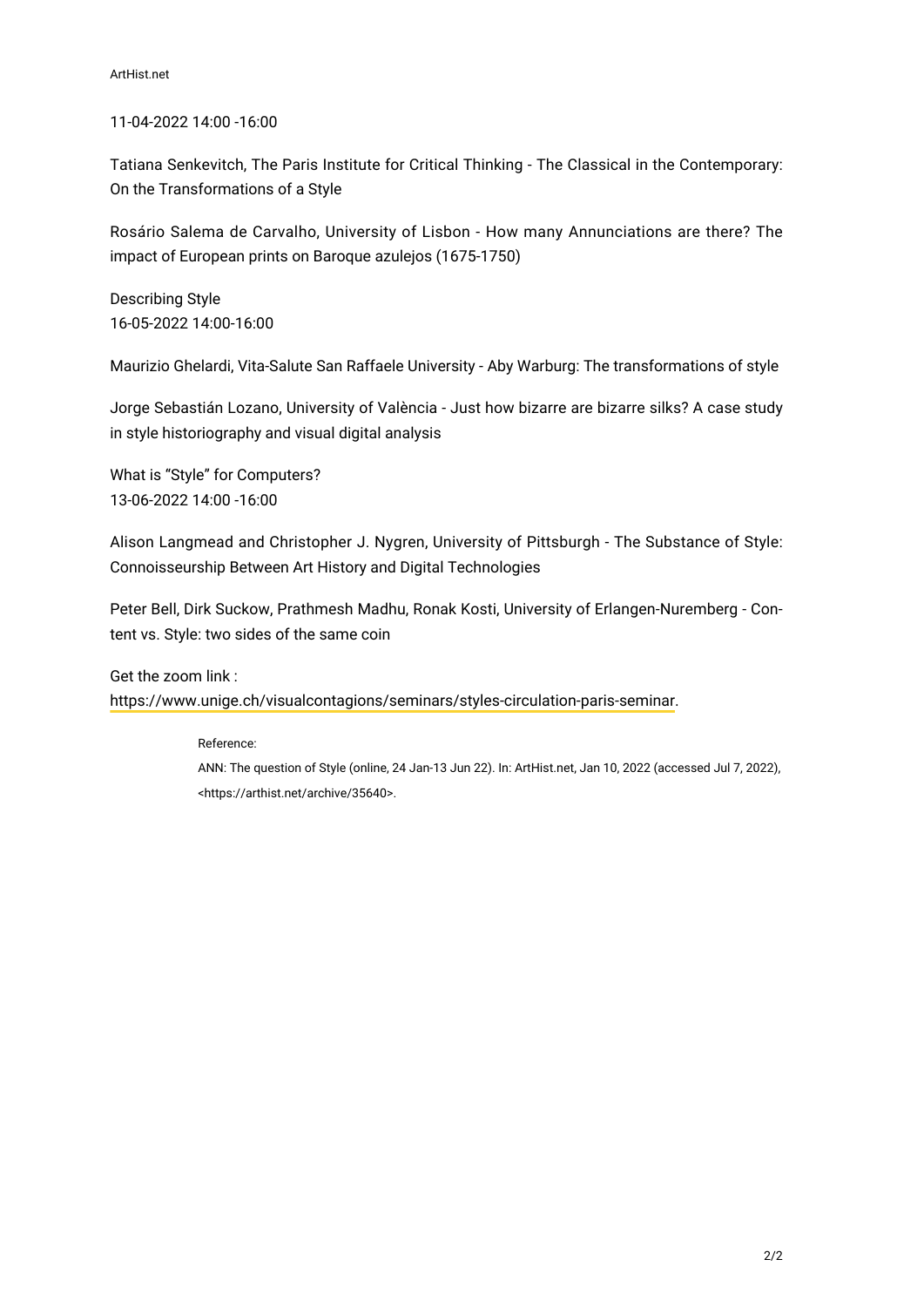11-04-2022 14:00 -16:00

Tatiana Senkevitch, The Paris Institute for Critical Thinking - The Classical in the Contemporary: On the Transformations of a Style

Rosário Salema de Carvalho, University of Lisbon - How many Annunciations are there? The impact of European prints on Baroque azulejos (1675-1750)

Describing Style
16-05-2022 14:00-16:00

Maurizio Ghelardi, Vita-Salute San Raffaele University - Aby Warburg: The transformations of style

Jorge Sebastián Lozano, University of València - Just how bizarre are bizarre silks? A case study in style historiography and visual digital analysis

What is “Style” for Computers?
13-06-2022 14:00 -16:00

Alison Langmead and Christopher J. Nygren, University of Pittsburgh - The Substance of Style: Connoisseurship Between Art History and Digital Technologies

Peter Bell, Dirk Suckow, Prathmesh Madhu, Ronak Kosti, University of Erlangen-Nuremberg - Content vs. Style: two sides of the same coin

Get the zoom link :
https://www.unige.ch/visualcontagions/seminars/styles-circulation-paris-seminar.

Reference:

ANN: The question of Style (online, 24 Jan-13 Jun 22). In: ArtHist.net, Jan 10, 2022 (accessed Jul 7, 2022), <https://arthist.net/archive/35640>.